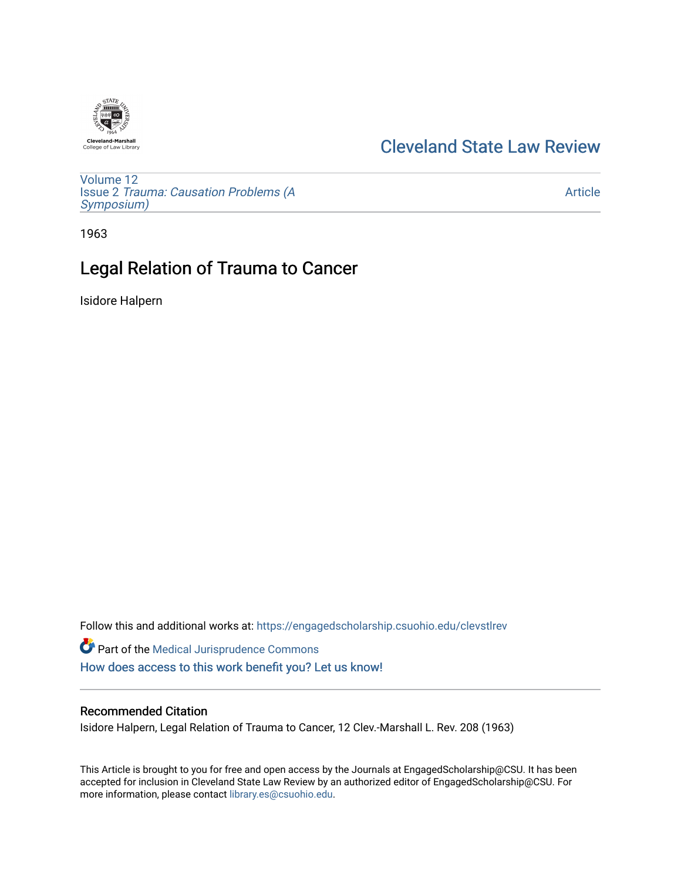Cleveland State Law Review

Volume 12
Issue 2 *Trauma: Causation Problems (A Symposium)*

Article

1963

# Legal Relation of Trauma to Cancer

Isidore Halpern

Follow this and additional works at: https://engagedscholarship.csuohio.edu/clevstlrev

Part of the Medical Jurisprudence Commons

How does access to this work benefit you? Let us know!

## Recommended Citation

Isidore Halpern, Legal Relation of Trauma to Cancer, 12 Clev.-Marshall L. Rev. 208 (1963)

This Article is brought to you for free and open access by the Journals at EngagedScholarship@CSU. It has been accepted for inclusion in Cleveland State Law Review by an authorized editor of EngagedScholarship@CSU. For more information, please contact library.es@csuohio.edu.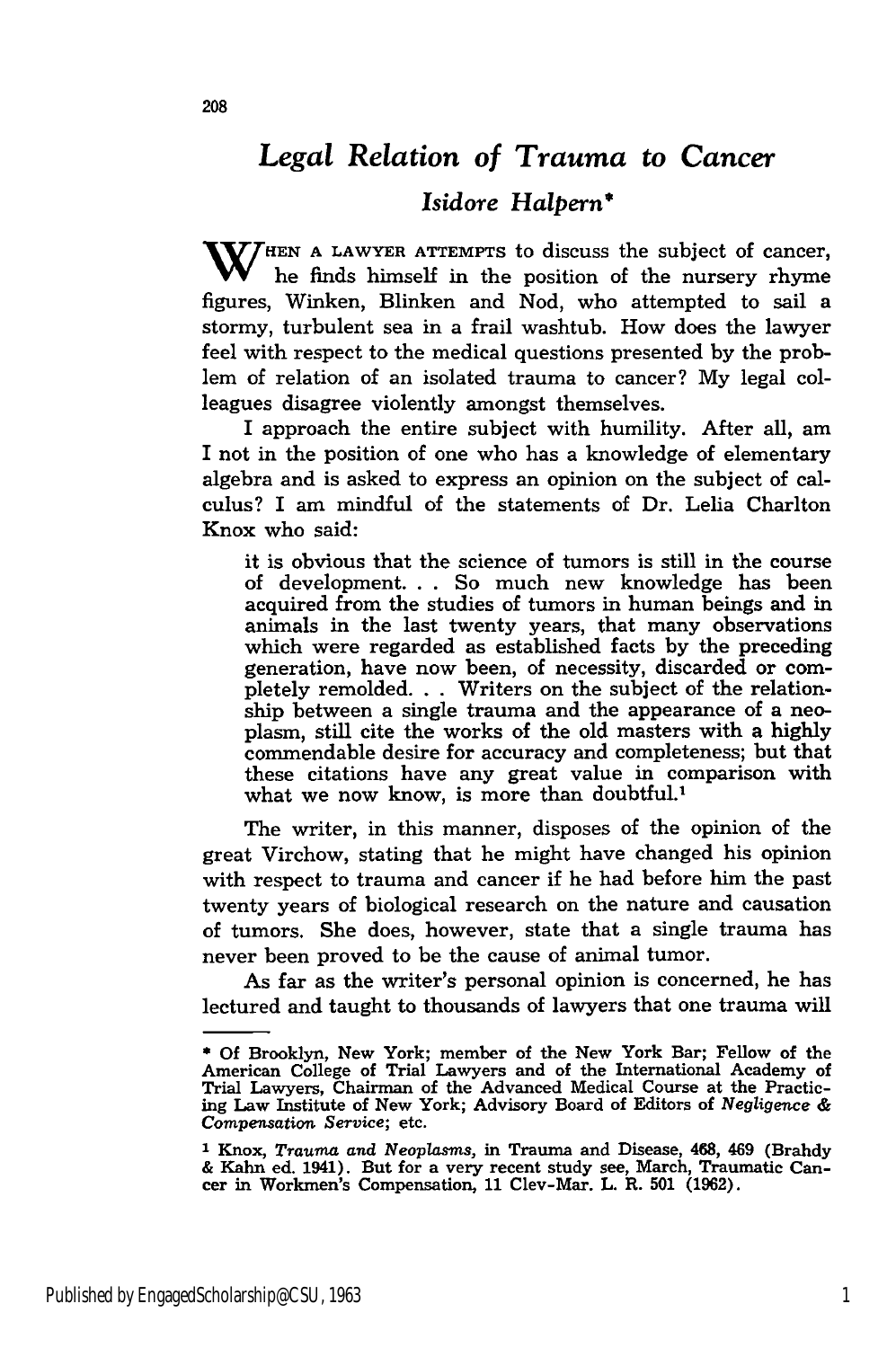# *Legal Relation of Trauma to Cancer*

## *Isidore Halpern*\*

When a lawyer attempts to discuss the subject of cancer, he finds himself in the position of the nursery rhyme figures, Winken, Blinken and Nod, who attempted to sail a stormy, turbulent sea in a frail washtub. How does the lawyer feel with respect to the medical questions presented by the problem of relation of an isolated trauma to cancer? My legal colleagues disagree violently amongst themselves.

I approach the entire subject with humility. After all, am I not in the position of one who has a knowledge of elementary algebra and is asked to express an opinion on the subject of calculus? I am mindful of the statements of Dr. Lelia Charlton Knox who said:

> it is obvious that the science of tumors is still in the course of development. . . So much new knowledge has been acquired from the studies of tumors in human beings and in animals in the last twenty years, that many observations which were regarded as established facts by the preceding generation, have now been, of necessity, discarded or completely remolded. . . Writers on the subject of the relationship between a single trauma and the appearance of a neoplasm, still cite the works of the old masters with a highly commendable desire for accuracy and completeness; but that these citations have any great value in comparison with what we now know, is more than doubtful.[1]

The writer, in this manner, disposes of the opinion of the great Virchow, stating that he might have changed his opinion with respect to trauma and cancer if he had before him the past twenty years of biological research on the nature and causation of tumors. She does, however, state that a single trauma has never been proved to be the cause of animal tumor.

As far as the writer's personal opinion is concerned, he has lectured and taught to thousands of lawyers that one trauma will

---

\* Of Brooklyn, New York; member of the New York Bar; Fellow of the American College of Trial Lawyers and of the International Academy of Trial Lawyers, Chairman of the Advanced Medical Course at the Practicing Law Institute of New York; Advisory Board of Editors of *Negligence & Compensation Service*; etc.

[1] Knox, *Trauma and Neoplasms*, in Trauma and Disease, 468, 469 (Brahdy & Kahn ed. 1941). But for a very recent study see, March, Traumatic Cancer in Workmen's Compensation, 11 Clev-Mar. L. R. 501 (1962).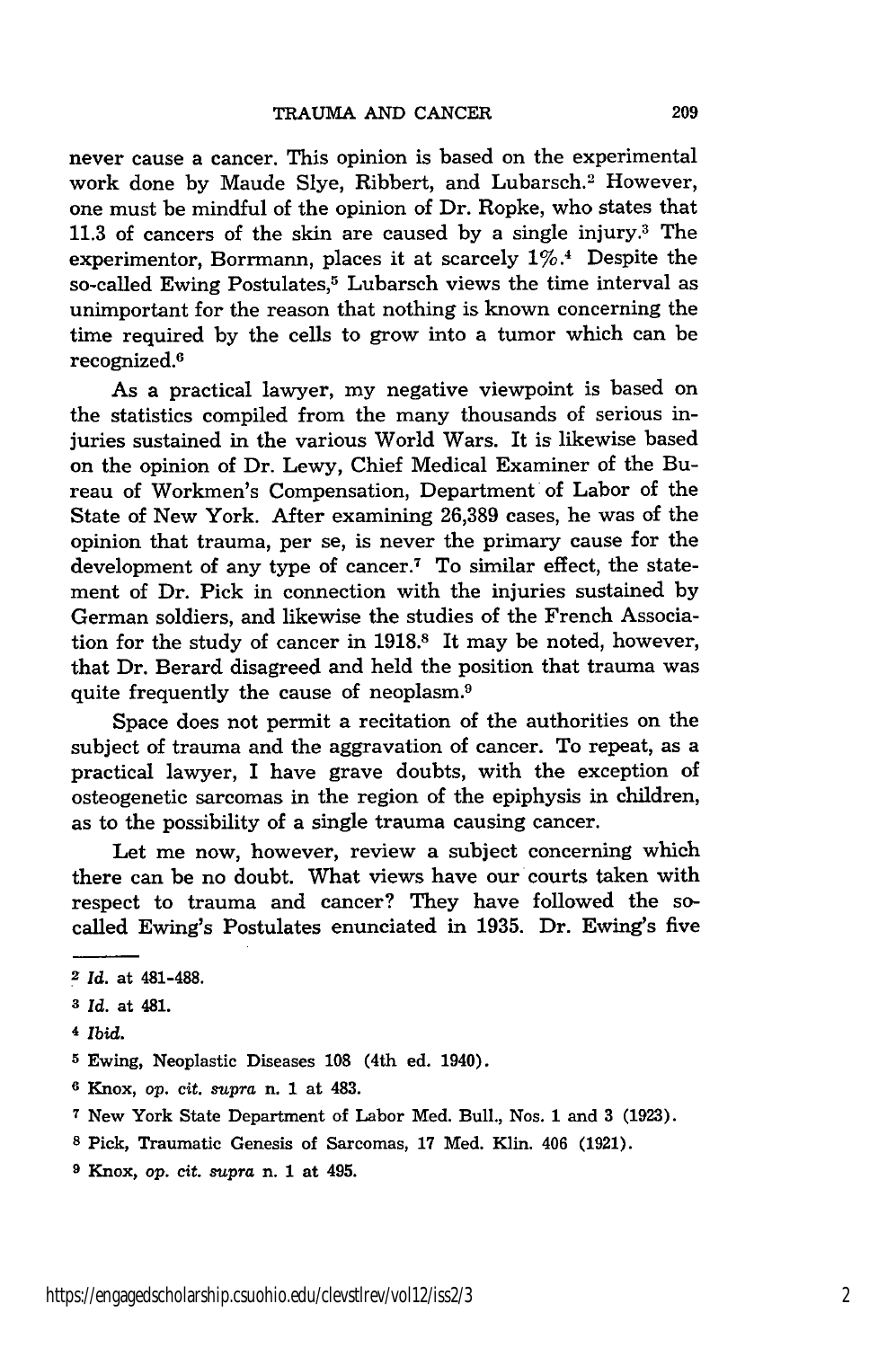never cause a cancer. This opinion is based on the experimental work done by Maude Slye, Ribbert, and Lubarsch.[2] However, one must be mindful of the opinion of Dr. Ropke, who states that 11.3 of cancers of the skin are caused by a single injury.[3] The experimentor, Borrmann, places it at scarcely 1%.[4] Despite the so-called Ewing Postulates,[5] Lubarsch views the time interval as unimportant for the reason that nothing is known concerning the time required by the cells to grow into a tumor which can be recognized.[6]

As a practical lawyer, my negative viewpoint is based on the statistics compiled from the many thousands of serious injuries sustained in the various World Wars. It is likewise based on the opinion of Dr. Lewy, Chief Medical Examiner of the Bureau of Workmen's Compensation, Department of Labor of the State of New York. After examining 26,389 cases, he was of the opinion that trauma, per se, is never the primary cause for the development of any type of cancer.[7] To similar effect, the statement of Dr. Pick in connection with the injuries sustained by German soldiers, and likewise the studies of the French Association for the study of cancer in 1918.[8] It may be noted, however, that Dr. Berard disagreed and held the position that trauma was quite frequently the cause of neoplasm.[9]

Space does not permit a recitation of the authorities on the subject of trauma and the aggravation of cancer. To repeat, as a practical lawyer, I have grave doubts, with the exception of osteogenetic sarcomas in the region of the epiphysis in children, as to the possibility of a single trauma causing cancer.

Let me now, however, review a subject concerning which there can be no doubt. What views have our courts taken with respect to trauma and cancer? They have followed the so-called Ewing's Postulates enunciated in 1935. Dr. Ewing's five

---

[2] *Id.* at 481-488.

[3] *Id.* at 481.

[4] *Ibid.*

[5] Ewing, Neoplastic Diseases 108 (4th ed. 1940).

[6] Knox, *op. cit. supra* n. 1 at 483.

[7] New York State Department of Labor Med. Bull., Nos. 1 and 3 (1923).

[8] Pick, Traumatic Genesis of Sarcomas, 17 Med. Klin. 406 (1921).

[9] Knox, *op. cit. supra* n. 1 at 495.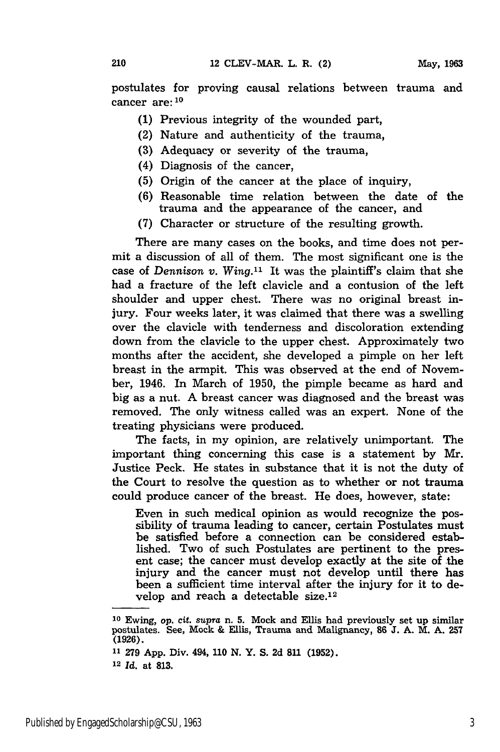postulates for proving causal relations between trauma and cancer are:[10]

(1) Previous integrity of the wounded part,

(2) Nature and authenticity of the trauma,

(3) Adequacy or severity of the trauma,

(4) Diagnosis of the cancer,

(5) Origin of the cancer at the place of inquiry,

(6) Reasonable time relation between the date of the trauma and the appearance of the cancer, and

(7) Character or structure of the resulting growth.

There are many cases on the books, and time does not permit a discussion of all of them. The most significant one is the case of *Dennison v. Wing*.[11] It was the plaintiff's claim that she had a fracture of the left clavicle and a contusion of the left shoulder and upper chest. There was no original breast injury. Four weeks later, it was claimed that there was a swelling over the clavicle with tenderness and discoloration extending down from the clavicle to the upper chest. Approximately two months after the accident, she developed a pimple on her left breast in the armpit. This was observed at the end of November, 1946. In March of 1950, the pimple became as hard and big as a nut. A breast cancer was diagnosed and the breast was removed. The only witness called was an expert. None of the treating physicians were produced.

The facts, in my opinion, are relatively unimportant. The important thing concerning this case is a statement by Mr. Justice Peck. He states in substance that it is not the duty of the Court to resolve the question as to whether or not trauma could produce cancer of the breast. He does, however, state:

> Even in such medical opinion as would recognize the possibility of trauma leading to cancer, certain Postulates must be satisfied before a connection can be considered established. Two of such Postulates are pertinent to the present case; the cancer must develop exactly at the site of the injury and the cancer must not develop until there has been a sufficient time interval after the injury for it to develop and reach a detectable size.[12]

---

[10] Ewing, *op. cit. supra* n. 5. Mock and Ellis had previously set up similar postulates. See, Mock & Ellis, Trauma and Malignancy, 86 J. A. M. A. 257 (1926).

[11] 279 App. Div. 494, 110 N. Y. S. 2d 811 (1952).

[12] *Id.* at 813.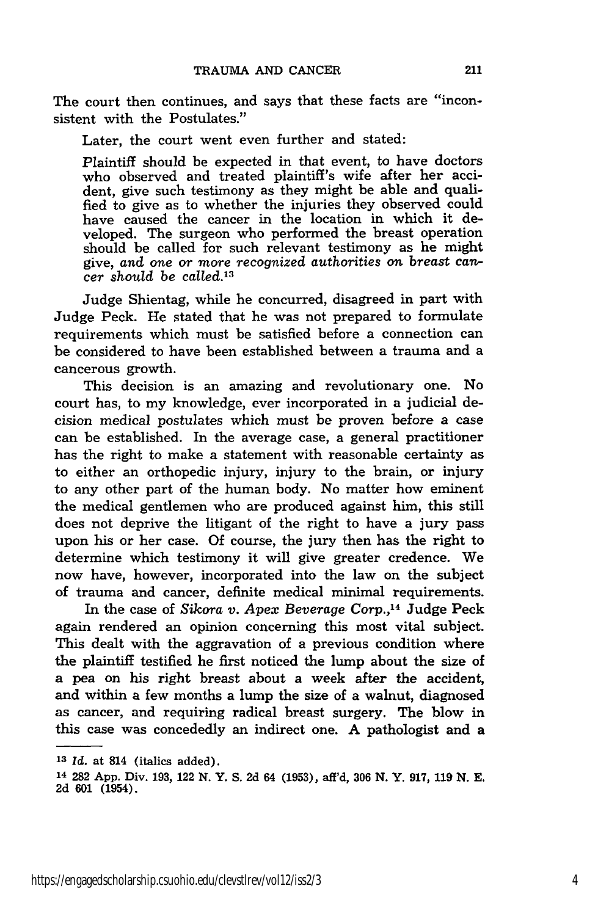The court then continues, and says that these facts are "inconsistent with the Postulates."

Later, the court went even further and stated:

> Plaintiff should be expected in that event, to have doctors who observed and treated plaintiff's wife after her accident, give such testimony as they might be able and qualified to give as to whether the injuries they observed could have caused the cancer in the location in which it developed. The surgeon who performed the breast operation should be called for such relevant testimony as he might give, *and one or more recognized authorities on breast cancer should be called.*[13]

Judge Shientag, while he concurred, disagreed in part with Judge Peck. He stated that he was not prepared to formulate requirements which must be satisfied before a connection can be considered to have been established between a trauma and a cancerous growth.

This decision is an amazing and revolutionary one. No court has, to my knowledge, ever incorporated in a judicial decision medical postulates which must be proven before a case can be established. In the average case, a general practitioner has the right to make a statement with reasonable certainty as to either an orthopedic injury, injury to the brain, or injury to any other part of the human body. No matter how eminent the medical gentlemen who are produced against him, this still does not deprive the litigant of the right to have a jury pass upon his or her case. Of course, the jury then has the right to determine which testimony it will give greater credence. We now have, however, incorporated into the law on the subject of trauma and cancer, definite medical minimal requirements.

In the case of *Sikora v. Apex Beverage Corp.*,[14] Judge Peck again rendered an opinion concerning this most vital subject. This dealt with the aggravation of a previous condition where the plaintiff testified he first noticed the lump about the size of a pea on his right breast about a week after the accident, and within a few months a lump the size of a walnut, diagnosed as cancer, and requiring radical breast surgery. The blow in this case was concededly an indirect one. A pathologist and a

---

[13] *Id.* at 814 (italics added).

[14] 282 App. Div. 193, 122 N. Y. S. 2d 64 (1953), aff'd, 306 N. Y. 917, 119 N. E. 2d 601 (1954).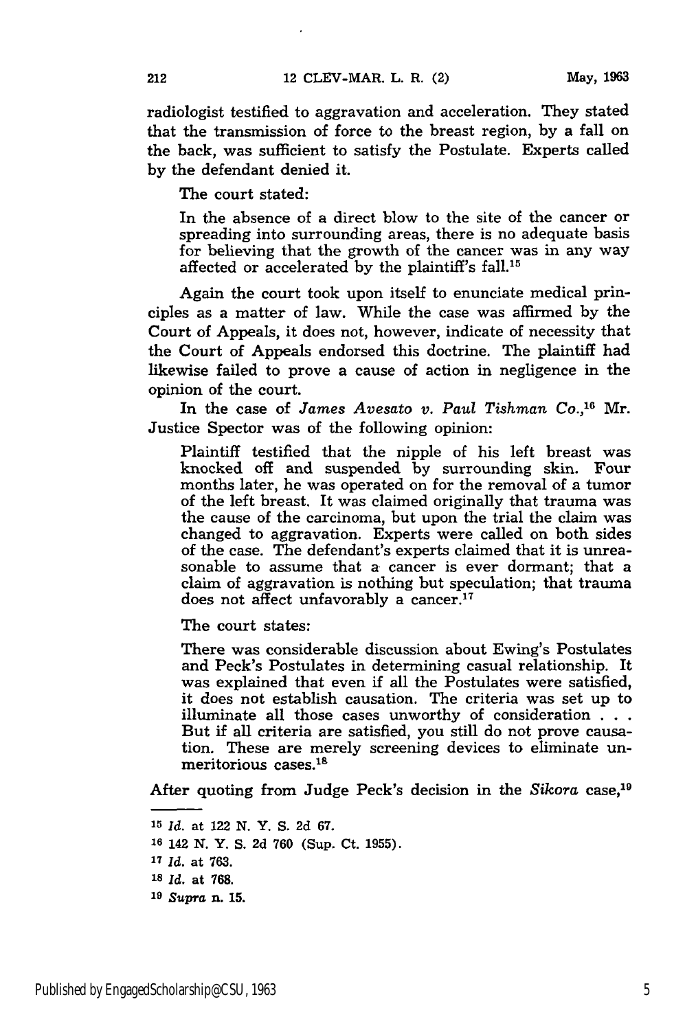radiologist testified to aggravation and acceleration. They stated that the transmission of force to the breast region, by a fall on the back, was sufficient to satisfy the Postulate. Experts called by the defendant denied it.

The court stated:

> In the absence of a direct blow to the site of the cancer or spreading into surrounding areas, there is no adequate basis for believing that the growth of the cancer was in any way affected or accelerated by the plaintiff's fall.[15]

Again the court took upon itself to enunciate medical principles as a matter of law. While the case was affirmed by the Court of Appeals, it does not, however, indicate of necessity that the Court of Appeals endorsed this doctrine. The plaintiff had likewise failed to prove a cause of action in negligence in the opinion of the court.

In the case of *James Avesato v. Paul Tishman Co.*,[16] Mr. Justice Spector was of the following opinion:

> Plaintiff testified that the nipple of his left breast was knocked off and suspended by surrounding skin. Four months later, he was operated on for the removal of a tumor of the left breast. It was claimed originally that trauma was the cause of the carcinoma, but upon the trial the claim was changed to aggravation. Experts were called on both sides of the case. The defendant's experts claimed that it is unreasonable to assume that a cancer is ever dormant; that a claim of aggravation is nothing but speculation; that trauma does not affect unfavorably a cancer.[17]

The court states:

> There was considerable discussion about Ewing's Postulates and Peck's Postulates in determining casual relationship. It was explained that even if all the Postulates were satisfied, it does not establish causation. The criteria was set up to illuminate all those cases unworthy of consideration . . . But if all criteria are satisfied, you still do not prove causation. These are merely screening devices to eliminate unmeritorious cases.[18]

After quoting from Judge Peck's decision in the *Sikora* case,[19]

---

[15] *Id.* at 122 N. Y. S. 2d 67.

[16] 142 N. Y. S. 2d 760 (Sup. Ct. 1955).

[17] *Id.* at 763.

[18] *Id.* at 768.

[19] *Supra* n. 15.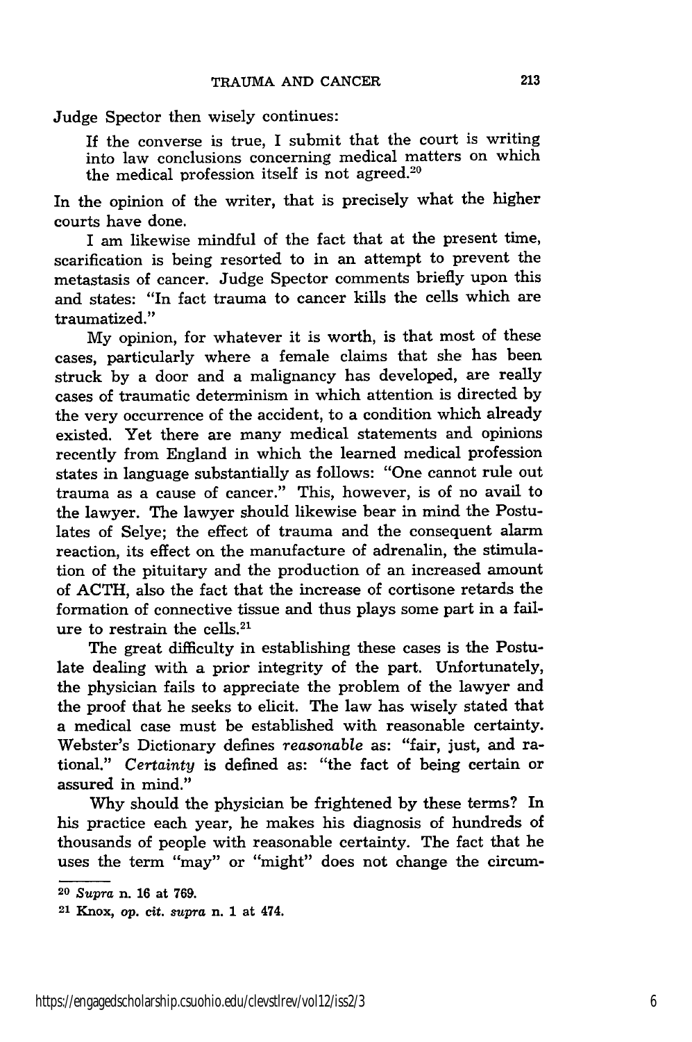Judge Spector then wisely continues:

> If the converse is true, I submit that the court is writing into law conclusions concerning medical matters on which the medical profession itself is not agreed.[20]

In the opinion of the writer, that is precisely what the higher courts have done.

I am likewise mindful of the fact that at the present time, scarification is being resorted to in an attempt to prevent the metastasis of cancer. Judge Spector comments briefly upon this and states: "In fact trauma to cancer kills the cells which are traumatized."

My opinion, for whatever it is worth, is that most of these cases, particularly where a female claims that she has been struck by a door and a malignancy has developed, are really cases of traumatic determinism in which attention is directed by the very occurrence of the accident, to a condition which already existed. Yet there are many medical statements and opinions recently from England in which the learned medical profession states in language substantially as follows: "One cannot rule out trauma as a cause of cancer." This, however, is of no avail to the lawyer. The lawyer should likewise bear in mind the Postulates of Selye; the effect of trauma and the consequent alarm reaction, its effect on the manufacture of adrenalin, the stimulation of the pituitary and the production of an increased amount of ACTH, also the fact that the increase of cortisone retards the formation of connective tissue and thus plays some part in a failure to restrain the cells.[21]

The great difficulty in establishing these cases is the Postulate dealing with a prior integrity of the part. Unfortunately, the physician fails to appreciate the problem of the lawyer and the proof that he seeks to elicit. The law has wisely stated that a medical case must be established with reasonable certainty. Webster's Dictionary defines *reasonable* as: "fair, just, and rational." *Certainty* is defined as: "the fact of being certain or assured in mind."

Why should the physician be frightened by these terms? In his practice each year, he makes his diagnosis of hundreds of thousands of people with reasonable certainty. The fact that he uses the term "may" or "might" does not change the circum-

---

[20] *Supra* n. 16 at 769.

[21] Knox, *op. cit. supra* n. 1 at 474.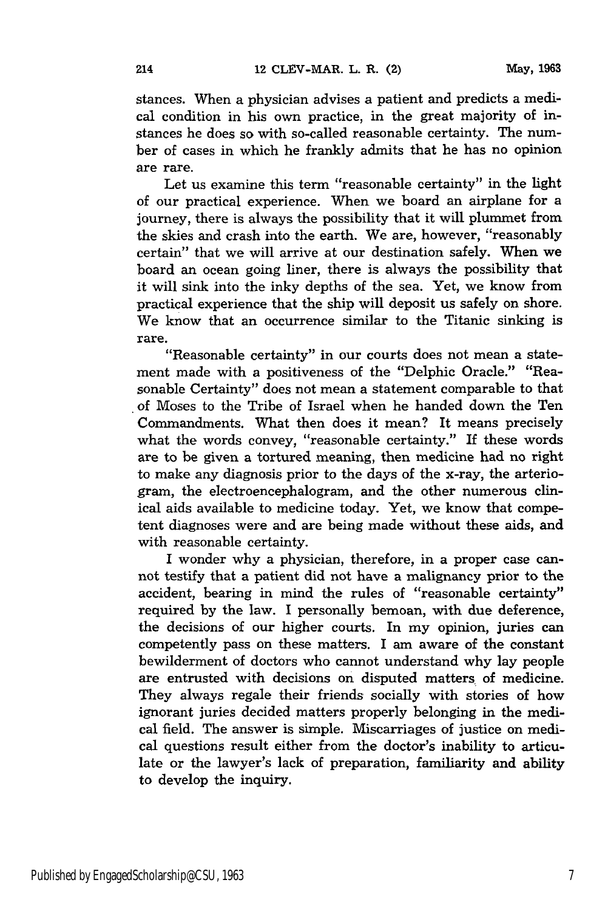stances. When a physician advises a patient and predicts a medical condition in his own practice, in the great majority of instances he does so with so-called reasonable certainty. The number of cases in which he frankly admits that he has no opinion are rare.

Let us examine this term "reasonable certainty" in the light of our practical experience. When we board an airplane for a journey, there is always the possibility that it will plummet from the skies and crash into the earth. We are, however, "reasonably certain" that we will arrive at our destination safely. When we board an ocean going liner, there is always the possibility that it will sink into the inky depths of the sea. Yet, we know from practical experience that the ship will deposit us safely on shore. We know that an occurrence similar to the Titanic sinking is rare.

"Reasonable certainty" in our courts does not mean a statement made with a positiveness of the "Delphic Oracle." "Reasonable Certainty" does not mean a statement comparable to that of Moses to the Tribe of Israel when he handed down the Ten Commandments. What then does it mean? It means precisely what the words convey, "reasonable certainty." If these words are to be given a tortured meaning, then medicine had no right to make any diagnosis prior to the days of the x-ray, the arteriogram, the electroencephalogram, and the other numerous clinical aids available to medicine today. Yet, we know that competent diagnoses were and are being made without these aids, and with reasonable certainty.

I wonder why a physician, therefore, in a proper case cannot testify that a patient did not have a malignancy prior to the accident, bearing in mind the rules of "reasonable certainty" required by the law. I personally bemoan, with due deference, the decisions of our higher courts. In my opinion, juries can competently pass on these matters. I am aware of the constant bewilderment of doctors who cannot understand why lay people are entrusted with decisions on disputed matters of medicine. They always regale their friends socially with stories of how ignorant juries decided matters properly belonging in the medical field. The answer is simple. Miscarriages of justice on medical questions result either from the doctor's inability to articulate or the lawyer's lack of preparation, familiarity and ability to develop the inquiry.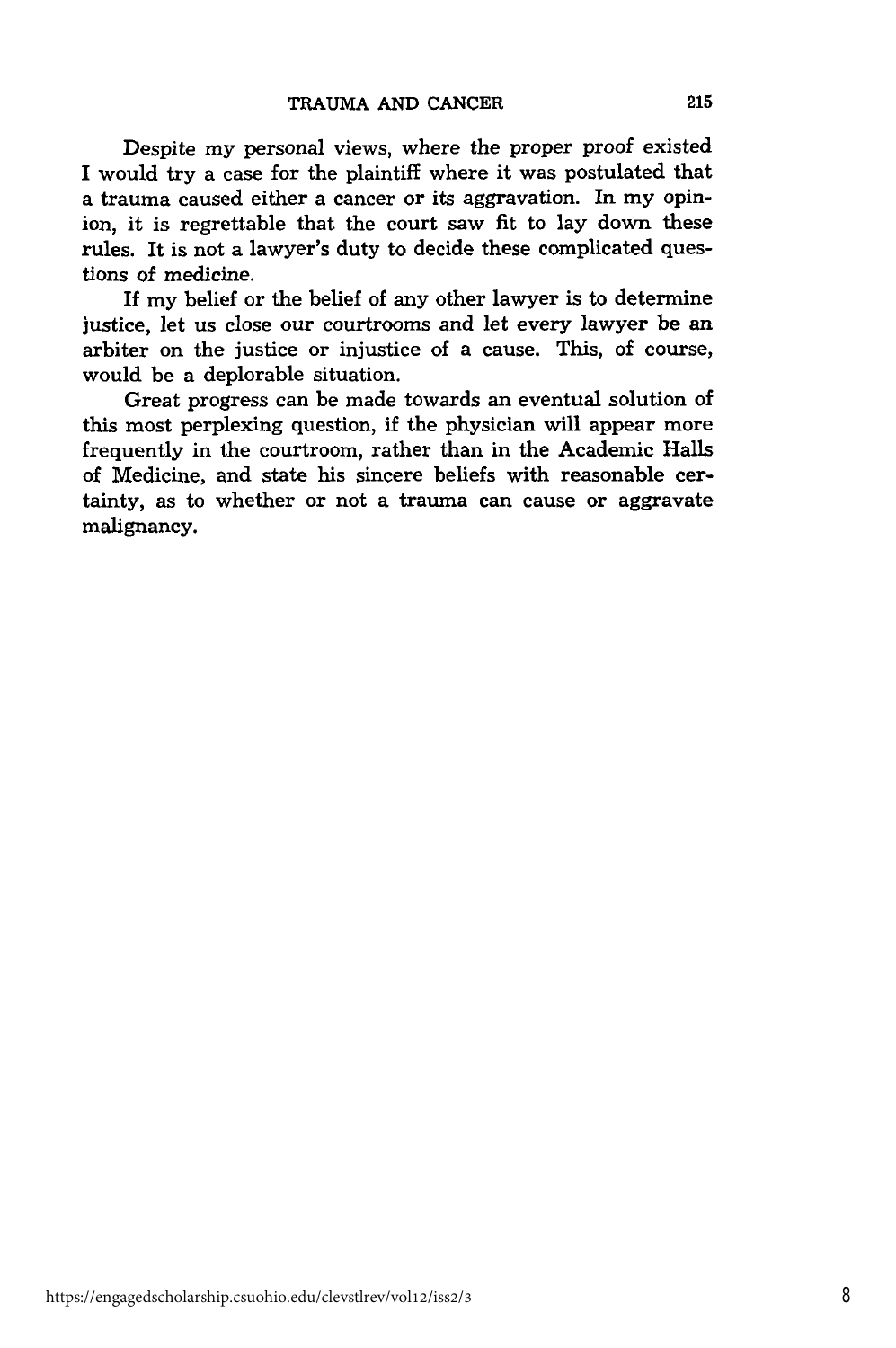Despite my personal views, where the proper proof existed I would try a case for the plaintiff where it was postulated that a trauma caused either a cancer or its aggravation. In my opinion, it is regrettable that the court saw fit to lay down these rules. It is not a lawyer's duty to decide these complicated questions of medicine.

If my belief or the belief of any other lawyer is to determine justice, let us close our courtrooms and let every lawyer be an arbiter on the justice or injustice of a cause. This, of course, would be a deplorable situation.

Great progress can be made towards an eventual solution of this most perplexing question, if the physician will appear more frequently in the courtroom, rather than in the Academic Halls of Medicine, and state his sincere beliefs with reasonable certainty, as to whether or not a trauma can cause or aggravate malignancy.